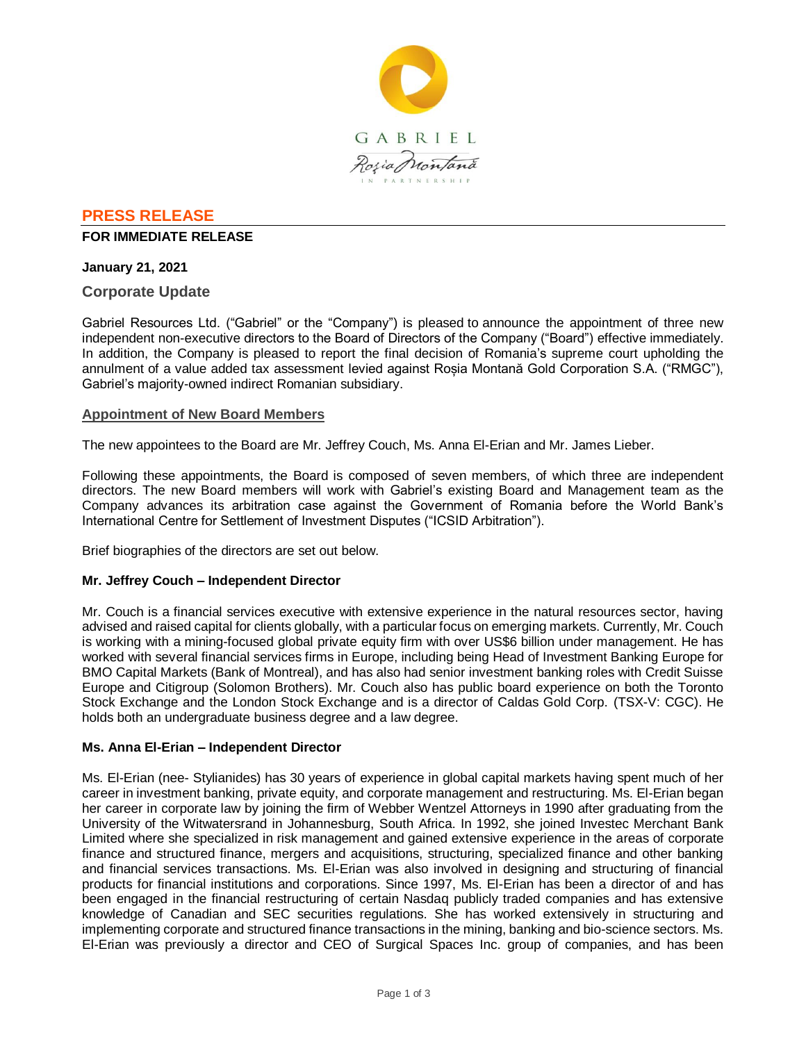GABRIEL

Roșia Montană

IN PARTNERSHIP

## PRESS RELEASE

**FOR IMMEDIATE RELEASE**

**January 21, 2021**

### Corporate Update

Gabriel Resources Ltd. ("Gabriel" or the "Company") is pleased to announce the appointment of three new independent non-executive directors to the Board of Directors of the Company ("Board") effective immediately. In addition, the Company is pleased to report the final decision of Romania's supreme court upholding the annulment of a value added tax assessment levied against Roșia Montană Gold Corporation S.A. ("RMGC"), Gabriel's majority-owned indirect Romanian subsidiary.

#### Appointment of New Board Members

The new appointees to the Board are Mr. Jeffrey Couch, Ms. Anna El-Erian and Mr. James Lieber.

Following these appointments, the Board is composed of seven members, of which three are independent directors. The new Board members will work with Gabriel's existing Board and Management team as the Company advances its arbitration case against the Government of Romania before the World Bank's International Centre for Settlement of Investment Disputes ("ICSID Arbitration").

Brief biographies of the directors are set out below.

**Mr. Jeffrey Couch – Independent Director**

Mr. Couch is a financial services executive with extensive experience in the natural resources sector, having advised and raised capital for clients globally, with a particular focus on emerging markets. Currently, Mr. Couch is working with a mining-focused global private equity firm with over US$6 billion under management. He has worked with several financial services firms in Europe, including being Head of Investment Banking Europe for BMO Capital Markets (Bank of Montreal), and has also had senior investment banking roles with Credit Suisse Europe and Citigroup (Solomon Brothers). Mr. Couch also has public board experience on both the Toronto Stock Exchange and the London Stock Exchange and is a director of Caldas Gold Corp. (TSX-V: CGC). He holds both an undergraduate business degree and a law degree.

**Ms. Anna El-Erian – Independent Director**

Ms. El-Erian (nee- Stylianides) has 30 years of experience in global capital markets having spent much of her career in investment banking, private equity, and corporate management and restructuring. Ms. El-Erian began her career in corporate law by joining the firm of Webber Wentzel Attorneys in 1990 after graduating from the University of the Witwatersrand in Johannesburg, South Africa. In 1992, she joined Investec Merchant Bank Limited where she specialized in risk management and gained extensive experience in the areas of corporate finance and structured finance, mergers and acquisitions, structuring, specialized finance and other banking and financial services transactions. Ms. El-Erian was also involved in designing and structuring of financial products for financial institutions and corporations. Since 1997, Ms. El-Erian has been a director of and has been engaged in the financial restructuring of certain Nasdaq publicly traded companies and has extensive knowledge of Canadian and SEC securities regulations. She has worked extensively in structuring and implementing corporate and structured finance transactions in the mining, banking and bio-science sectors. Ms. El-Erian was previously a director and CEO of Surgical Spaces Inc. group of companies, and has been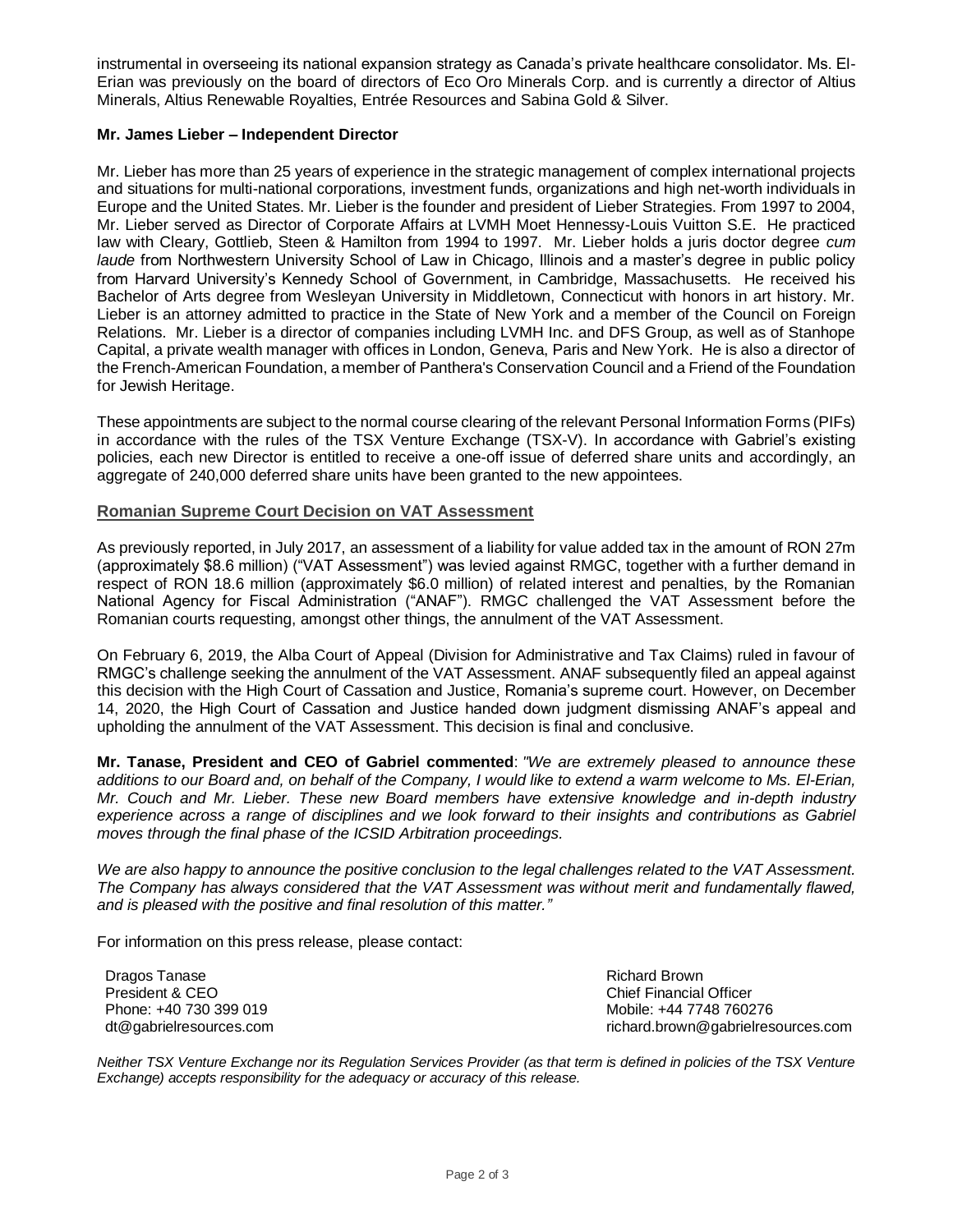instrumental in overseeing its national expansion strategy as Canada's private healthcare consolidator. Ms. El-Erian was previously on the board of directors of Eco Oro Minerals Corp. and is currently a director of Altius Minerals, Altius Renewable Royalties, Entrée Resources and Sabina Gold & Silver.

**Mr. James Lieber – Independent Director**

Mr. Lieber has more than 25 years of experience in the strategic management of complex international projects and situations for multi-national corporations, investment funds, organizations and high net-worth individuals in Europe and the United States. Mr. Lieber is the founder and president of Lieber Strategies. From 1997 to 2004, Mr. Lieber served as Director of Corporate Affairs at LVMH Moet Hennessy-Louis Vuitton S.E. He practiced law with Cleary, Gottlieb, Steen & Hamilton from 1994 to 1997. Mr. Lieber holds a juris doctor degree *cum laude* from Northwestern University School of Law in Chicago, Illinois and a master's degree in public policy from Harvard University's Kennedy School of Government, in Cambridge, Massachusetts. He received his Bachelor of Arts degree from Wesleyan University in Middletown, Connecticut with honors in art history. Mr. Lieber is an attorney admitted to practice in the State of New York and a member of the Council on Foreign Relations. Mr. Lieber is a director of companies including LVMH Inc. and DFS Group, as well as of Stanhope Capital, a private wealth manager with offices in London, Geneva, Paris and New York. He is also a director of the French-American Foundation, a member of Panthera's Conservation Council and a Friend of the Foundation for Jewish Heritage.

These appointments are subject to the normal course clearing of the relevant Personal Information Forms (PIFs) in accordance with the rules of the TSX Venture Exchange (TSX-V). In accordance with Gabriel's existing policies, each new Director is entitled to receive a one-off issue of deferred share units and accordingly, an aggregate of 240,000 deferred share units have been granted to the new appointees.

## Romanian Supreme Court Decision on VAT Assessment

As previously reported, in July 2017, an assessment of a liability for value added tax in the amount of RON 27m (approximately $8.6 million) ("VAT Assessment") was levied against RMGC, together with a further demand in respect of RON 18.6 million (approximately $6.0 million) of related interest and penalties, by the Romanian National Agency for Fiscal Administration ("ANAF"). RMGC challenged the VAT Assessment before the Romanian courts requesting, amongst other things, the annulment of the VAT Assessment.

On February 6, 2019, the Alba Court of Appeal (Division for Administrative and Tax Claims) ruled in favour of RMGC's challenge seeking the annulment of the VAT Assessment. ANAF subsequently filed an appeal against this decision with the High Court of Cassation and Justice, Romania's supreme court. However, on December 14, 2020, the High Court of Cassation and Justice handed down judgment dismissing ANAF's appeal and upholding the annulment of the VAT Assessment. This decision is final and conclusive.

**Mr. Tanase, President and CEO of Gabriel commented**: *"We are extremely pleased to announce these additions to our Board and, on behalf of the Company, I would like to extend a warm welcome to Ms. El-Erian, Mr. Couch and Mr. Lieber. These new Board members have extensive knowledge and in-depth industry experience across a range of disciplines and we look forward to their insights and contributions as Gabriel moves through the final phase of the ICSID Arbitration proceedings.*

*We are also happy to announce the positive conclusion to the legal challenges related to the VAT Assessment. The Company has always considered that the VAT Assessment was without merit and fundamentally flawed, and is pleased with the positive and final resolution of this matter."*

For information on this press release, please contact:

Dragos Tanase
President & CEO
Phone: +40 730 399 019
dt@gabrielresources.com

Richard Brown
Chief Financial Officer
Mobile: +44 7748 760276
richard.brown@gabrielresources.com

*Neither TSX Venture Exchange nor its Regulation Services Provider (as that term is defined in policies of the TSX Venture Exchange) accepts responsibility for the adequacy or accuracy of this release.*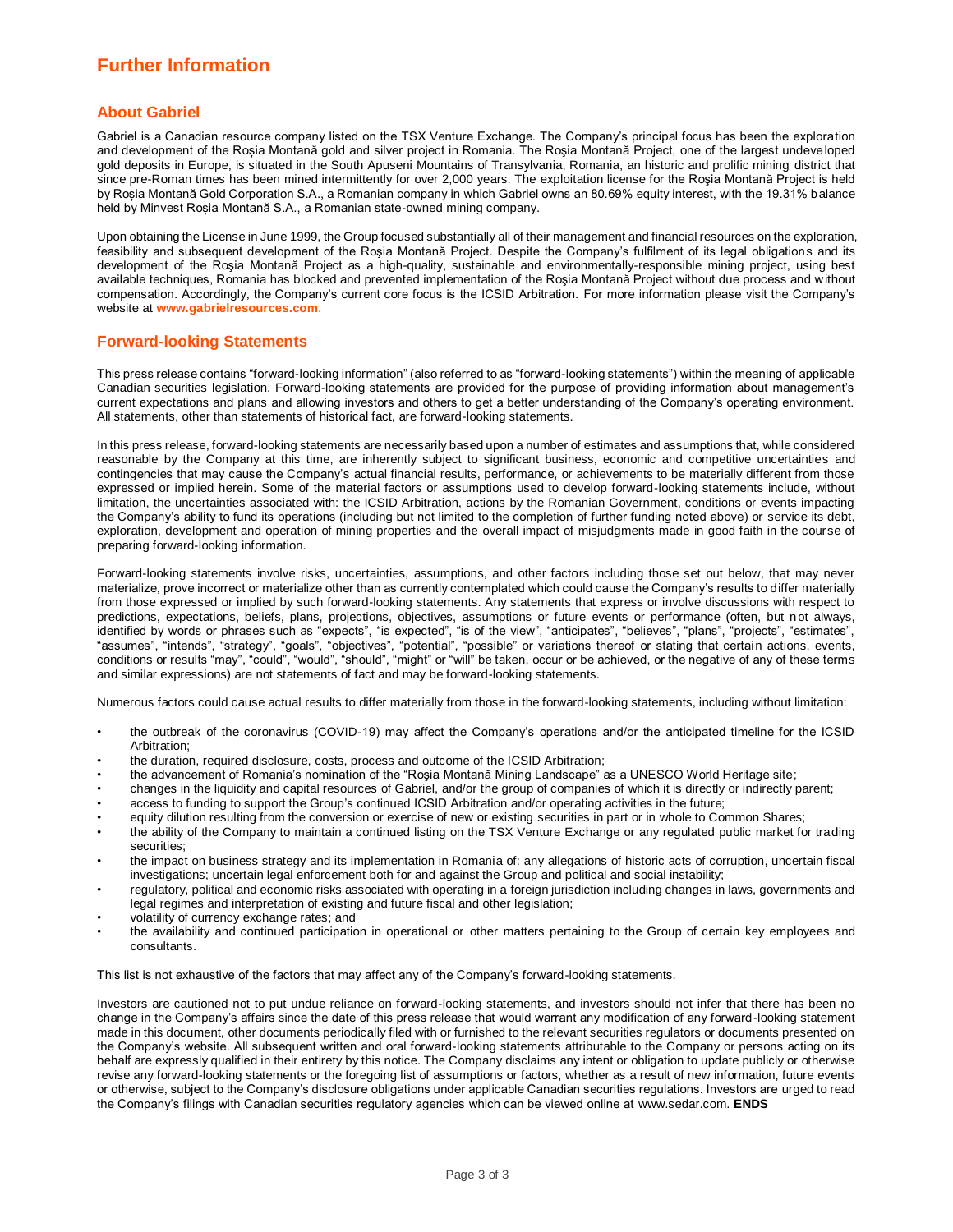# Further Information

## About Gabriel

Gabriel is a Canadian resource company listed on the TSX Venture Exchange. The Company's principal focus has been the exploration and development of the Roșia Montană gold and silver project in Romania. The Roşia Montană Project, one of the largest undeveloped gold deposits in Europe, is situated in the South Apuseni Mountains of Transylvania, Romania, an historic and prolific mining district that since pre-Roman times has been mined intermittently for over 2,000 years. The exploitation license for the Roşia Montană Project is held by Roșia Montană Gold Corporation S.A., a Romanian company in which Gabriel owns an 80.69% equity interest, with the 19.31% balance held by Minvest Roșia Montană S.A., a Romanian state-owned mining company.

Upon obtaining the License in June 1999, the Group focused substantially all of their management and financial resources on the exploration, feasibility and subsequent development of the Roşia Montană Project. Despite the Company's fulfilment of its legal obligations and its development of the Roşia Montană Project as a high-quality, sustainable and environmentally-responsible mining project, using best available techniques, Romania has blocked and prevented implementation of the Roşia Montană Project without due process and without compensation. Accordingly, the Company's current core focus is the ICSID Arbitration. For more information please visit the Company's website at **www.gabrielresources.com**.

## Forward-looking Statements

This press release contains "forward-looking information" (also referred to as "forward-looking statements") within the meaning of applicable Canadian securities legislation. Forward-looking statements are provided for the purpose of providing information about management's current expectations and plans and allowing investors and others to get a better understanding of the Company's operating environment. All statements, other than statements of historical fact, are forward-looking statements.

In this press release, forward-looking statements are necessarily based upon a number of estimates and assumptions that, while considered reasonable by the Company at this time, are inherently subject to significant business, economic and competitive uncertainties and contingencies that may cause the Company's actual financial results, performance, or achievements to be materially different from those expressed or implied herein. Some of the material factors or assumptions used to develop forward-looking statements include, without limitation, the uncertainties associated with: the ICSID Arbitration, actions by the Romanian Government, conditions or events impacting the Company's ability to fund its operations (including but not limited to the completion of further funding noted above) or service its debt, exploration, development and operation of mining properties and the overall impact of misjudgments made in good faith in the course of preparing forward-looking information.

Forward-looking statements involve risks, uncertainties, assumptions, and other factors including those set out below, that may never materialize, prove incorrect or materialize other than as currently contemplated which could cause the Company's results to differ materially from those expressed or implied by such forward-looking statements. Any statements that express or involve discussions with respect to predictions, expectations, beliefs, plans, projections, objectives, assumptions or future events or performance (often, but not always, identified by words or phrases such as "expects", "is expected", "is of the view", "anticipates", "believes", "plans", "projects", "estimates", "assumes", "intends", "strategy", "goals", "objectives", "potential", "possible" or variations thereof or stating that certain actions, events, conditions or results "may", "could", "would", "should", "might" or "will" be taken, occur or be achieved, or the negative of any of these terms and similar expressions) are not statements of fact and may be forward-looking statements.

Numerous factors could cause actual results to differ materially from those in the forward-looking statements, including without limitation:

- the outbreak of the coronavirus (COVID-19) may affect the Company's operations and/or the anticipated timeline for the ICSID Arbitration;
- the duration, required disclosure, costs, process and outcome of the ICSID Arbitration;
- the advancement of Romania's nomination of the "Roşia Montană Mining Landscape" as a UNESCO World Heritage site;
- changes in the liquidity and capital resources of Gabriel, and/or the group of companies of which it is directly or indirectly parent;
- access to funding to support the Group's continued ICSID Arbitration and/or operating activities in the future;
- equity dilution resulting from the conversion or exercise of new or existing securities in part or in whole to Common Shares;
- the ability of the Company to maintain a continued listing on the TSX Venture Exchange or any regulated public market for trading securities;
- the impact on business strategy and its implementation in Romania of: any allegations of historic acts of corruption, uncertain fiscal investigations; uncertain legal enforcement both for and against the Group and political and social instability;
- regulatory, political and economic risks associated with operating in a foreign jurisdiction including changes in laws, governments and legal regimes and interpretation of existing and future fiscal and other legislation;
- volatility of currency exchange rates; and
- the availability and continued participation in operational or other matters pertaining to the Group of certain key employees and consultants.

This list is not exhaustive of the factors that may affect any of the Company's forward-looking statements.

Investors are cautioned not to put undue reliance on forward-looking statements, and investors should not infer that there has been no change in the Company's affairs since the date of this press release that would warrant any modification of any forward-looking statement made in this document, other documents periodically filed with or furnished to the relevant securities regulators or documents presented on the Company's website. All subsequent written and oral forward-looking statements attributable to the Company or persons acting on its behalf are expressly qualified in their entirety by this notice. The Company disclaims any intent or obligation to update publicly or otherwise revise any forward-looking statements or the foregoing list of assumptions or factors, whether as a result of new information, future events or otherwise, subject to the Company's disclosure obligations under applicable Canadian securities regulations. Investors are urged to read the Company's filings with Canadian securities regulatory agencies which can be viewed online at www.sedar.com. **ENDS**